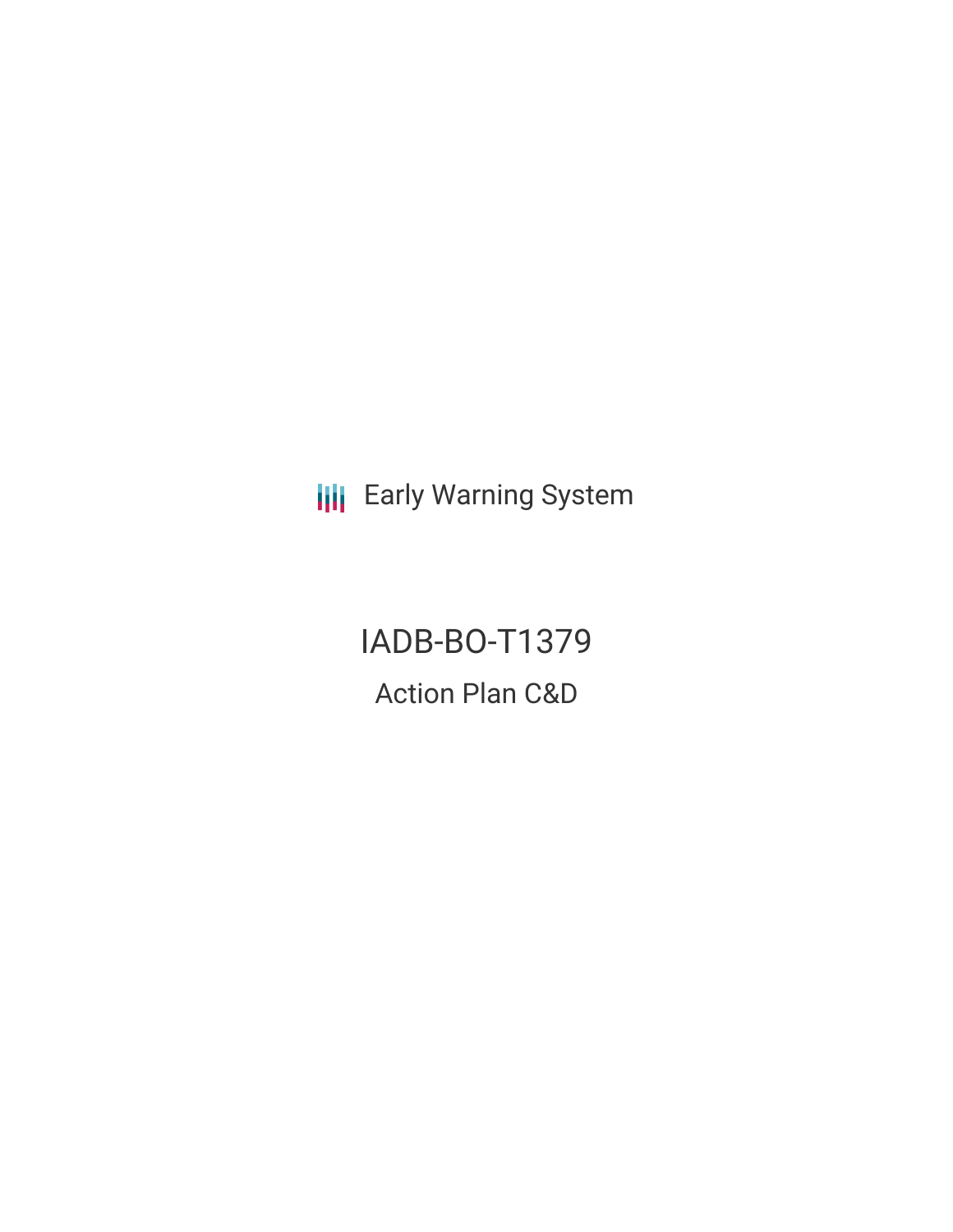Early Warning System

# IADB-BO-T1379

## Action Plan C&D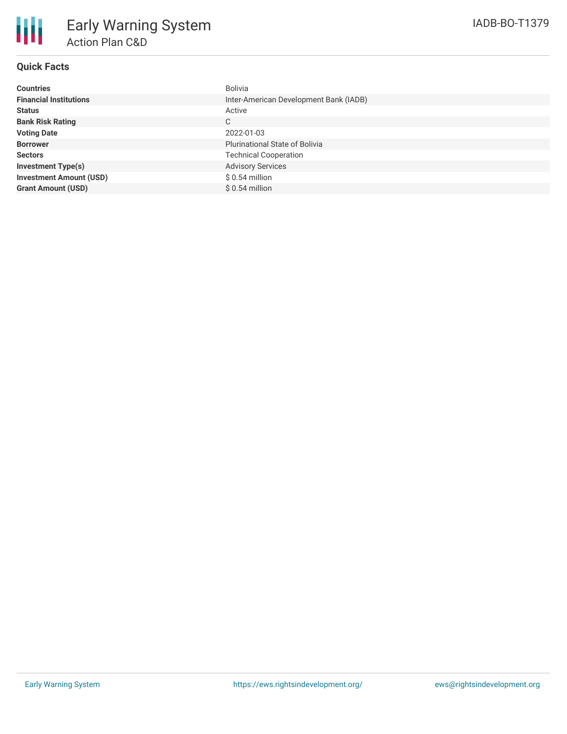# Early Warning System

## Action Plan C&D

IADB-BO-T1379

### Quick Facts

| | |
|---|---|
| **Countries** | Bolivia |
| **Financial Institutions** | Inter-American Development Bank (IADB) |
| **Status** | Active |
| **Bank Risk Rating** | C |
| **Voting Date** | 2022-01-03 |
| **Borrower** | Plurinational State of Bolivia |
| **Sectors** | Technical Cooperation |
| **Investment Type(s)** | Advisory Services |
| **Investment Amount (USD)** | $ 0.54 million |
| **Grant Amount (USD)** | $ 0.54 million |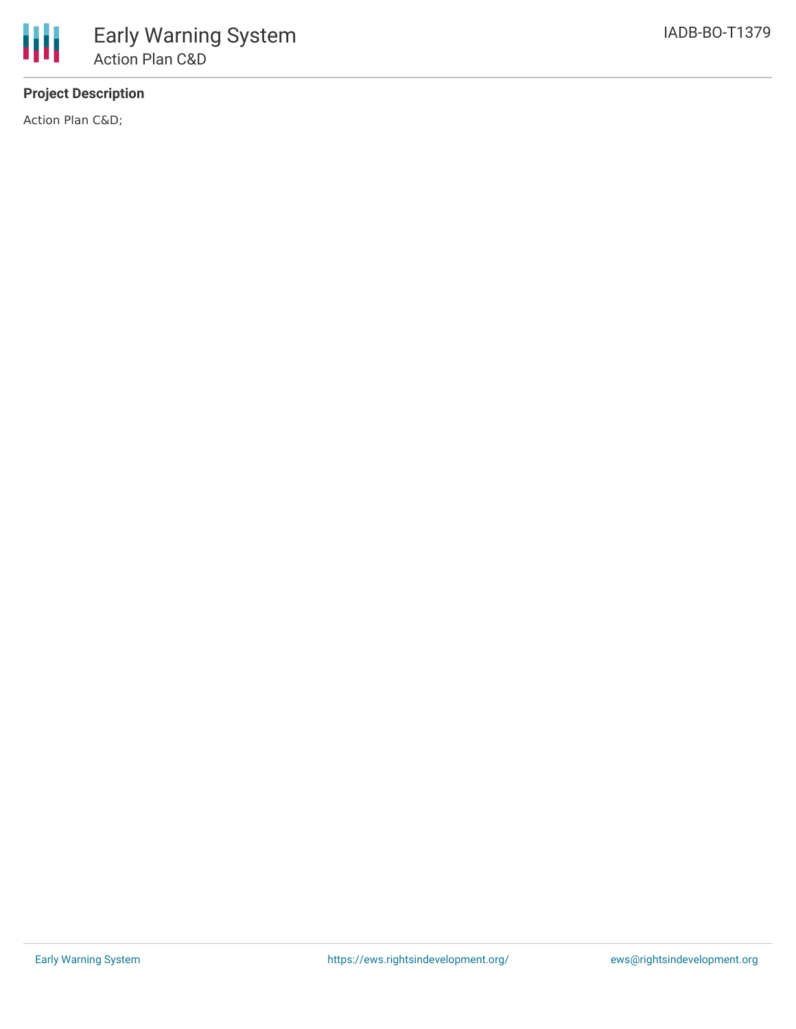# Early Warning System

## Action Plan C&D

IADB-BO-T1379

**Project Description**

Action Plan C&D;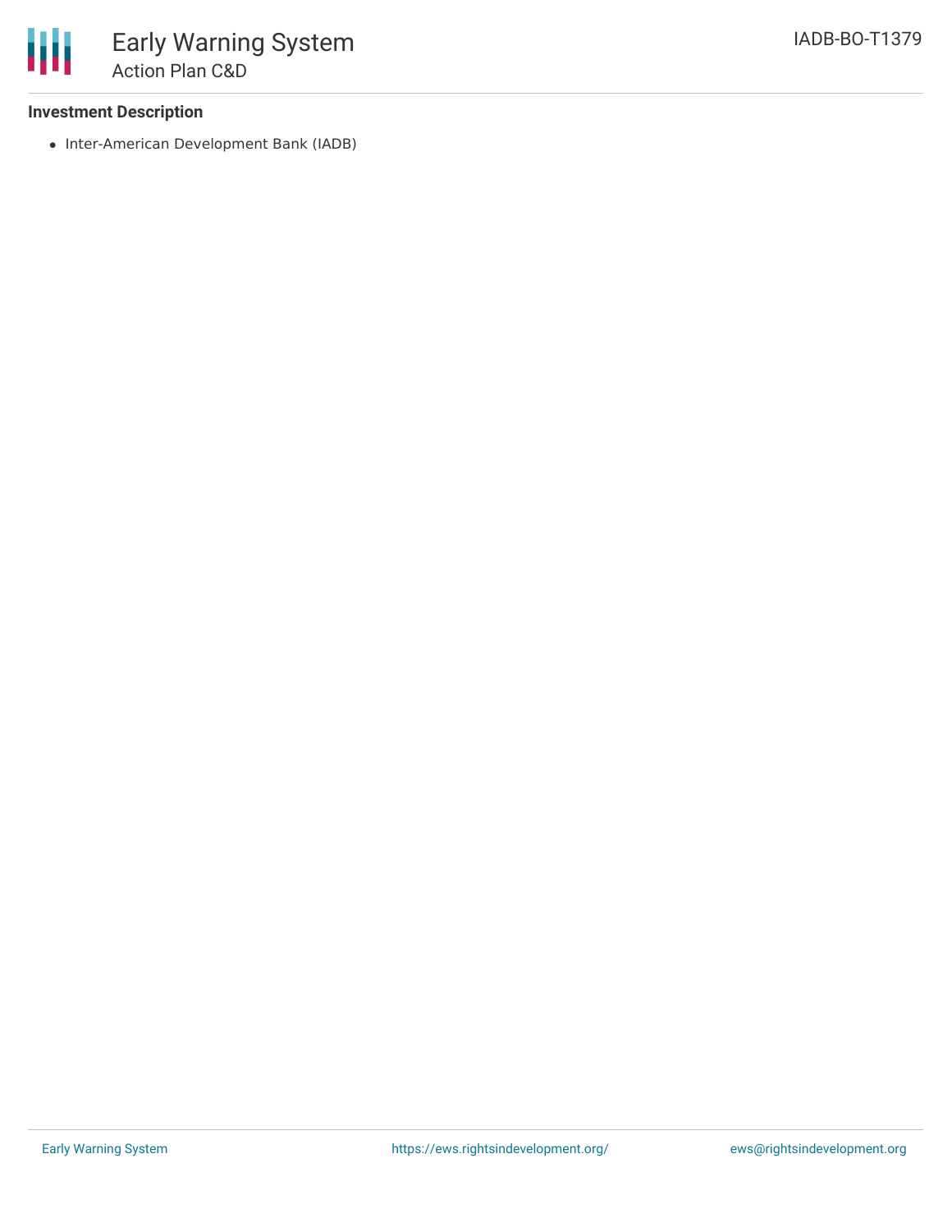### Investment Description

- Inter-American Development Bank (IADB)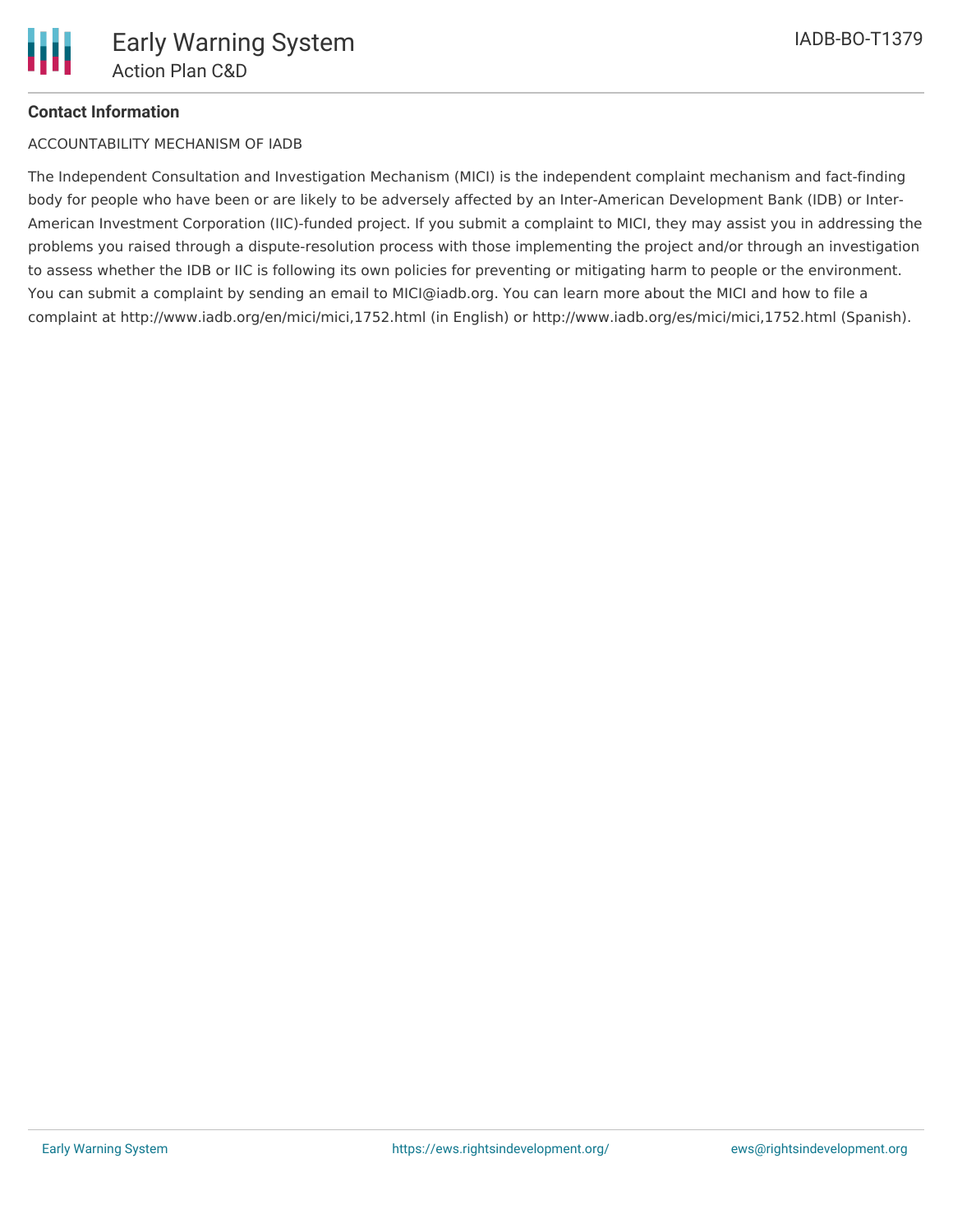**Contact Information**

ACCOUNTABILITY MECHANISM OF IADB

The Independent Consultation and Investigation Mechanism (MICI) is the independent complaint mechanism and fact-finding body for people who have been or are likely to be adversely affected by an Inter-American Development Bank (IDB) or Inter-American Investment Corporation (IIC)-funded project. If you submit a complaint to MICI, they may assist you in addressing the problems you raised through a dispute-resolution process with those implementing the project and/or through an investigation to assess whether the IDB or IIC is following its own policies for preventing or mitigating harm to people or the environment. You can submit a complaint by sending an email to MICI@iadb.org. You can learn more about the MICI and how to file a complaint at http://www.iadb.org/en/mici/mici,1752.html (in English) or http://www.iadb.org/es/mici/mici,1752.html (Spanish).